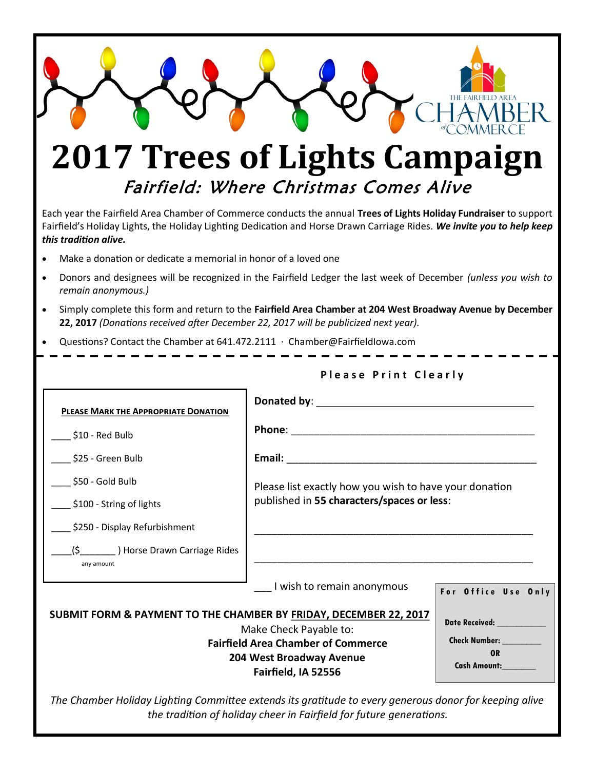THE FAIRFIELD AREA CHAMBER of COMMERCE

# 2017 Trees of Lights Campaign

## *Fairfield: Where Christmas Comes Alive*

Each year the Fairfield Area Chamber of Commerce conducts the annual **Trees of Lights Holiday Fundraiser** to support Fairfield's Holiday Lights, the Holiday Lighting Dedication and Horse Drawn Carriage Rides. ***We invite you to help keep this tradition alive.***

- Make a donation or dedicate a memorial in honor of a loved one
- Donors and designees will be recognized in the Fairfield Ledger the last week of December *(unless you wish to remain anonymous.)*
- Simply complete this form and return to the **Fairfield Area Chamber at 204 West Broadway Avenue by December 22, 2017** *(Donations received after December 22, 2017 will be publicized next year).*
- Questions? Contact the Chamber at 641.472.2111 · Chamber@FairfieldIowa.com

---

**Please Print Clearly**

**PLEASE MARK THE APPROPRIATE DONATION**

____ $10 - Red Bulb

____ $25 - Green Bulb

____ $50 - Gold Bulb

____ $100 - String of lights

____ $250 - Display Refurbishment

____($_______ ) Horse Drawn Carriage Rides
any amount

**Donated by**: ______________________________________

**Phone**: ______________________________________

**Email**: ______________________________________

Please list exactly how you wish to have your donation published in **55 characters/spaces or less**:

______________________________________________

______________________________________________

___ I wish to remain anonymous

**SUBMIT FORM & PAYMENT TO THE CHAMBER BY FRIDAY, DECEMBER 22, 2017**

Make Check Payable to:
**Fairfield Area Chamber of Commerce**
**204 West Broadway Avenue**
**Fairfield, IA 52556**

**For Office Use Only**

**Date Received:** __________

**Check Number:** ________
**OR**
**Cash Amount:**_______

*The Chamber Holiday Lighting Committee extends its gratitude to every generous donor for keeping alive the tradition of holiday cheer in Fairfield for future generations.*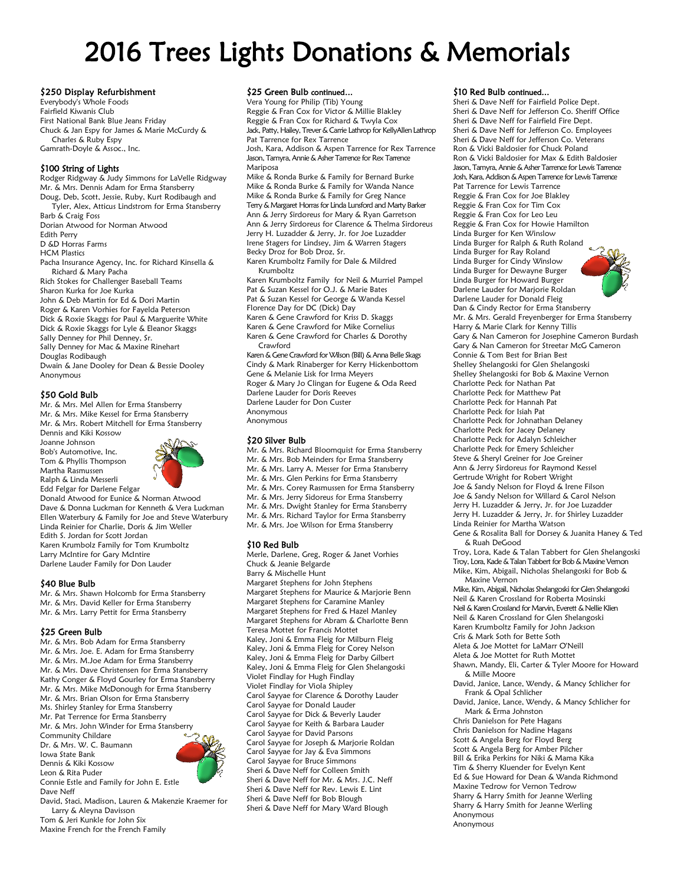# 2016 Trees Lights Donations & Memorials

### $250 Display Refurbishment

Everybody's Whole Foods
Fairfield Kiwanis Club
First National Bank Blue Jeans Friday
Chuck & Jan Espy for James & Marie McCurdy & Charles & Ruby Espy
Gamrath-Doyle & Assoc., Inc.

### $100 String of Lights

Rodger Ridgway & Judy Simmons for LaVelle Ridgway
Mr. & Mrs. Dennis Adam for Erma Stansberry
Doug, Deb, Scott, Jessie, Ruby, Kurt Rodibaugh and Tyler, Alex, Atticus Lindstrom for Erma Stansberry
Barb & Craig Foss
Dorian Atwood for Norman Atwood
Edith Perry
D &D Horras Farms
HCM Plastics
Pacha Insurance Agency, Inc. for Richard Kinsella & Richard & Mary Pacha
Rich Stokes for Challenger Baseball Teams
Sharon Kurka for Joe Kurka
John & Deb Martin for Ed & Dori Martin
Roger & Karen Vorhies for Fayelda Peterson
Dick & Roxie Skaggs for Paul & Marguerite White
Dick & Roxie Skaggs for Lyle & Eleanor Skaggs
Sally Denney for Phil Denney, Sr.
Sally Denney for Mac & Maxine Rinehart
Douglas Rodibaugh
Dwain & Jane Dooley for Dean & Bessie Dooley
Anonymous

### $50 Gold Bulb

Mr. & Mrs. Mel Allen for Erma Stansberry
Mr. & Mrs. Mike Kessel for Erma Stansberry
Mr. & Mrs. Robert Mitchell for Erma Stansberry
Dennis and Kiki Kossow
Joanne Johnson
Bob's Automotive, Inc.
Tom & Phyllis Thompson
Martha Rasmussen
Ralph & Linda Messerli
Edd Felgar for Darlene Felgar
Donald Atwood for Eunice & Norman Atwood
Dave & Donna Luckman for Kenneth & Vera Luckman
Ellen Waterbury & Family for Joe and Steve Waterbury
Linda Reinier for Charlie, Doris & Jim Weller
Edith S. Jordan for Scott Jordan
Karen Krumbolz Family for Tom Krumboltz
Larry McIntire for Gary McIntire
Darlene Lauder Family for Don Lauder

### $40 Blue Bulb

Mr. & Mrs. Shawn Holcomb for Erma Stansberry
Mr. & Mrs. David Keller for Erma Stansberry
Mr. & Mrs. Larry Pettit for Erma Stansberry

### $25 Green Bulb

Mr. & Mrs. Bob Adam for Erma Stansberry
Mr. & Mrs. Joe. E. Adam for Erma Stansberry
Mr. & Mrs. M.Joe Adam for Erma Stansberry
Mr. & Mrs. Dave Christensen for Erma Stansberry
Kathy Conger & Floyd Gourley for Erma Stansberry
Mr. & Mrs. Mike McDonough for Erma Stansberry
Mr. & Mrs. Brian Olson for Erma Stansberry
Ms. Shirley Stanley for Erma Stansberry
Mr. Pat Terrence for Erma Stansberry
Mr. & Mrs. John Winder for Erma Stansberry
Community Childare
Dr. & Mrs. W. C. Baumann
Iowa State Bank
Dennis & Kiki Kossow
Leon & Rita Puder
Connie Estle and Family for John E. Estle
Dave Neff
David, Staci, Madison, Lauren & Makenzie Kraemer for Larry & Aleyna Davisson
Tom & Jeri Kunkle for John Six
Maxine French for the French Family

### $25 Green Bulb continued...

Vera Young for Philip (Tib) Young
Reggie & Fran Cox for Victor & Millie Blakley
Reggie & Fran Cox for Richard & Twyla Cox
Jack, Patty, Hailey, Trever & Carrie Lathrop for KellyAllen Lathrop
Pat Tarrence for Rex Tarrence
Josh, Kara, Addison & Aspen Tarrence for Rex Tarrence
Jason, Tamyra, Annie & Asher Tarrence for Rex Tarrence
Mariposa
Mike & Ronda Burke & Family for Bernard Burke
Mike & Ronda Burke & Family for Wanda Nance
Mike & Ronda Burke & Family for Greg Nance
Terry & Margaret Horras for Linda Lunsford and Marty Barker
Ann & Jerry Sirdoreus for Mary & Ryan Garretson
Ann & Jerry Sirdoreus for Clarence & Thelma Sirdoreus
Jerry H. Luzadder & Jerry, Jr. for Joe Luzadder
Irene Stagers for Lindsey, Jim & Warren Stagers
Becky Droz for Bob Droz, Sr.
Karen Krumboltz Family for Dale & Mildred Krumboltz
Karen Krumboltz Family for Neil & Murriel Pampel
Pat & Suzan Kessel for O.J. & Marie Bates
Pat & Suzan Kessel for George & Wanda Kessel
Florence Day for DC (Dick) Day
Karen & Gene Crawford for Kriss D. Skaggs
Karen & Gene Crawford for Mike Cornelius
Karen & Gene Crawford for Charles & Dorothy Crawford
Karen & Gene Crawford for Wilson (Bill) & Anna Belle Skags
Cindy & Mark Rinaberger for Kerry Hickenbottom
Gene & Melanie Lisk for Irma Meyers
Roger & Mary Jo Clingan for Eugene & Oda Reed
Darlene Lauder for Doris Reeves
Darlene Lauder for Don Custer
Anonymous
Anonymous

### $20 Silver Bulb

Mr. & Mrs. Richard Bloomquist for Erma Stansberry
Mr. & Mrs. Bob Meinders for Erma Stansberry
Mr. & Mrs. Larry A. Messer for Erma Stansberry
Mr. & Mrs. Glen Perkins for Erma Stansberry
Mr. & Mrs. Corey Rasmussen for Erma Stansberry
Mr. & Mrs. Jerry Sidoreus for Erma Stansberry
Mr. & Mrs. Dwight Stanley for Erma Stansberry
Mr. & Mrs. Richard Taylor for Erma Stansberry
Mr. & Mrs. Joe Wilson for Erma Stansberry

### $10 Red Bulb

Merle, Darlene, Greg, Roger & Janet Vorhies
Chuck & Jeanie Belgarde
Barry & Mischelle Hunt
Margaret Stephens for John Stephens
Margaret Stephens for Maurice & Marjorie Benn
Margaret Stephens for Caramine Manley
Margaret Stephens for Fred & Hazel Manley
Margaret Stephens for Abram & Charlotte Benn
Teresa Mottet for Francis Mottet
Kaley, Joni & Emma Fleig for Milburn Fleig
Kaley, Joni & Emma Fleig for Corey Nelson
Kaley, Joni & Emma Fleig for Darby Gilbert
Kaley, Joni & Emma Fleig for Glen Shelangoski
Violet Findlay for Hugh Findlay
Violet Findlay for Viola Shipley
Carol Sayyae for Clarence & Dorothy Lauder
Carol Sayyae for Donald Lauder
Carol Sayyae for Dick & Beverly Lauder
Carol Sayyae for Keith & Barbara Lauder
Carol Sayyae for David Parsons
Carol Sayyae for Joseph & Marjorie Roldan
Carol Sayyae for Jay & Eva Simmons
Carol Sayyae for Bruce Simmons
Sheri & Dave Neff for Colleen Smith
Sheri & Dave Neff for Mr. & Mrs. J.C. Neff
Sheri & Dave Neff for Rev. Lewis E. Lint
Sheri & Dave Neff for Bob Blough
Sheri & Dave Neff for Mary Ward Blough

### $10 Red Bulb continued...

Sheri & Dave Neff for Fairfield Police Dept.
Sheri & Dave Neff for Jefferson Co. Sheriff Office
Sheri & Dave Neff for Fairfield Fire Dept.
Sheri & Dave Neff for Jefferson Co. Employees
Sheri & Dave Neff for Jefferson Co. Veterans
Ron & Vicki Baldosier for Chuck Poland
Ron & Vicki Baldosier for Max & Edith Baldosier
Jason, Tamyra, Annie & Asher Tarrence for Lewis Tarrence
Josh, Kara, Addison & Aspen Tarrence for Lewis Tarrence
Pat Tarrence for Lewis Tarrence
Reggie & Fran Cox for Joe Blakley
Reggie & Fran Cox for Tim Cox
Reggie & Fran Cox for Leo Leu
Reggie & Fran Cox for Howie Hamilton
Linda Burger for Ken Winslow
Linda Burger for Ralph & Ruth Roland
Linda Burger for Ray Roland
Linda Burger for Cindy Winslow
Linda Burger for Dewayne Burger
Linda Burger for Howard Burger
Darlene Lauder for Marjorie Roldan
Darlene Lauder for Donald Fleig
Dan & Cindy Rector for Erma Stansberry
Mr. & Mrs. Gerald Freyenberger for Erma Stansberry
Harry & Marie Clark for Kenny Tillis
Gary & Nan Cameron for Josephine Cameron Burdash
Gary & Nan Cameron for Streetar McG Cameron
Connie & Tom Best for Brian Best
Shelley Shelangoski for Glen Shelangoski
Shelley Shelangoski for Bob & Maxine Vernon
Charlotte Peck for Nathan Pat
Charlotte Peck for Matthew Pat
Charlotte Peck for Hannah Pat
Charlotte Peck for Isiah Pat
Charlotte Peck for Johnathan Delaney
Charlotte Peck for Jacey Delaney
Charlotte Peck for Adalyn Schleicher
Charlotte Peck for Emery Schleicher
Steve & Sheryl Greiner for Joe Greiner
Ann & Jerry Sirdoreus for Raymond Kessel
Gertrude Wright for Robert Wright
Joe & Sandy Nelson for Floyd & Irene Filson
Joe & Sandy Nelson for Willard & Carol Nelson
Jerry H. Luzadder & Jerry, Jr. for Joe Luzadder
Jerry H. Luzadder & Jerry, Jr. for Shirley Luzadder
Linda Reinier for Martha Watson
Gene & Rosalita Ball for Dorsey & Juanita Haney & Ted & Ruah DeGood
Troy, Lora, Kade & Talan Tabbert for Glen Shelangoski
Troy, Lora, Kade & Talan Tabbert for Bob & Maxine Vernon
Mike, Kim, Abigail, Nicholas Shelangoski for Bob & Maxine Vernon
Mike, Kim, Abigail, Nicholas Shelangoski for Glen Shelangoski
Neil & Karen Crossland for Roberta Mosinski
Neil & Karen Crossland for Marvin, Everett & Nellie Klien
Neil & Karen Crossland for Glen Shelangoski
Karen Krumboltz Family for John Jackson
Cris & Mark Soth for Bette Soth
Aleta & Joe Mottet for LaMarr O'Neill
Aleta & Joe Mottet for Ruth Mottet
Shawn, Mandy, Eli, Carter & Tyler Moore for Howard & Mille Moore
David, Janice, Lance, Wendy, & Mancy Schlicher for Frank & Opal Schlicher
David, Janice, Lance, Wendy, & Mancy Schlicher for Mark & Erma Johnston
Chris Danielson for Pete Hagans
Chris Danielson for Nadine Hagans
Scott & Angela Berg for Floyd Berg
Scott & Angela Berg for Amber Pilcher
Bill & Erika Perkins for Niki & Mama Kika
Tim & Sherry Kluender for Evelyn Kent
Ed & Sue Howard for Dean & Wanda Richmond
Maxine Tedrow for Vernon Tedrow
Sharry & Harry Smith for Jeanne Werling
Sharry & Harry Smith for Jeanne Werling
Anonymous
Anonymous